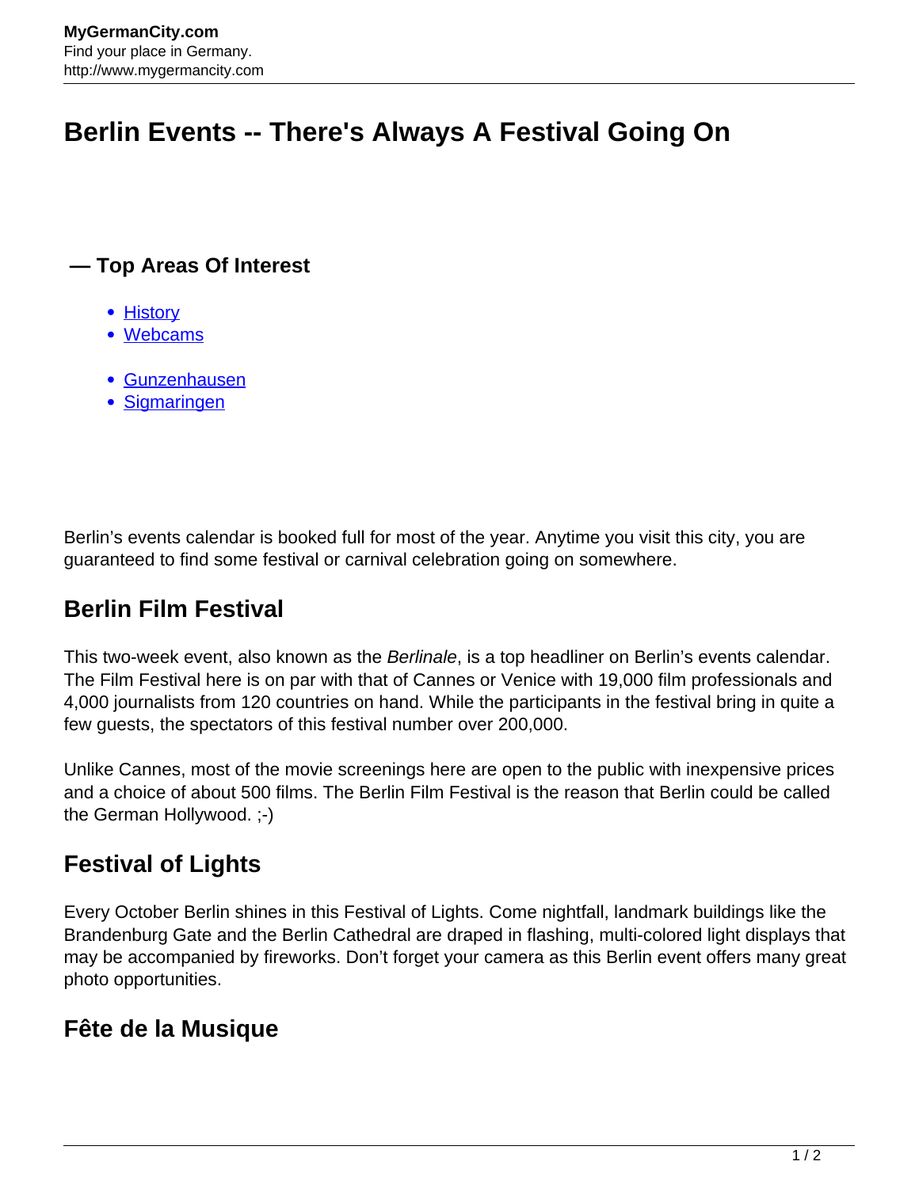# Berlin Events -- There's Always A Festival Going On

### — Top Areas Of Interest

- History
- Webcams

- Gunzenhausen
- Sigmaringen

Berlin's events calendar is booked full for most of the year. Anytime you visit this city, you are guaranteed to find some festival or carnival celebration going on somewhere.

## Berlin Film Festival

This two-week event, also known as the *Berlinale*, is a top headliner on Berlin's events calendar. The Film Festival here is on par with that of Cannes or Venice with 19,000 film professionals and 4,000 journalists from 120 countries on hand. While the participants in the festival bring in quite a few guests, the spectators of this festival number over 200,000.

Unlike Cannes, most of the movie screenings here are open to the public with inexpensive prices and a choice of about 500 films. The Berlin Film Festival is the reason that Berlin could be called the German Hollywood. ;-)

## Festival of Lights

Every October Berlin shines in this Festival of Lights. Come nightfall, landmark buildings like the Brandenburg Gate and the Berlin Cathedral are draped in flashing, multi-colored light displays that may be accompanied by fireworks. Don't forget your camera as this Berlin event offers many great photo opportunities.

## Fête de la Musique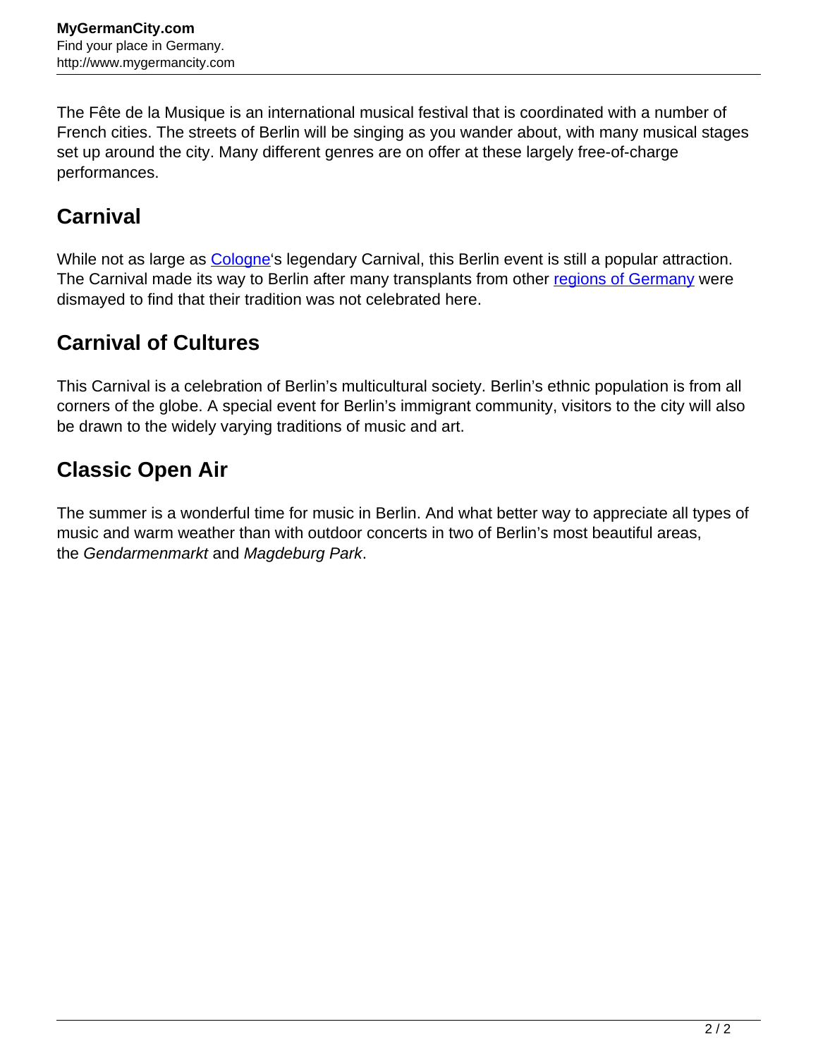The Fête de la Musique is an international musical festival that is coordinated with a number of French cities. The streets of Berlin will be singing as you wander about, with many musical stages set up around the city. Many different genres are on offer at these largely free-of-charge performances.

## Carnival

While not as large as Cologne's legendary Carnival, this Berlin event is still a popular attraction. The Carnival made its way to Berlin after many transplants from other regions of Germany were dismayed to find that their tradition was not celebrated here.

## Carnival of Cultures

This Carnival is a celebration of Berlin's multicultural society. Berlin's ethnic population is from all corners of the globe. A special event for Berlin's immigrant community, visitors to the city will also be drawn to the widely varying traditions of music and art.

## Classic Open Air

The summer is a wonderful time for music in Berlin. And what better way to appreciate all types of music and warm weather than with outdoor concerts in two of Berlin's most beautiful areas, the *Gendarmenmarkt* and *Magdeburg Park*.